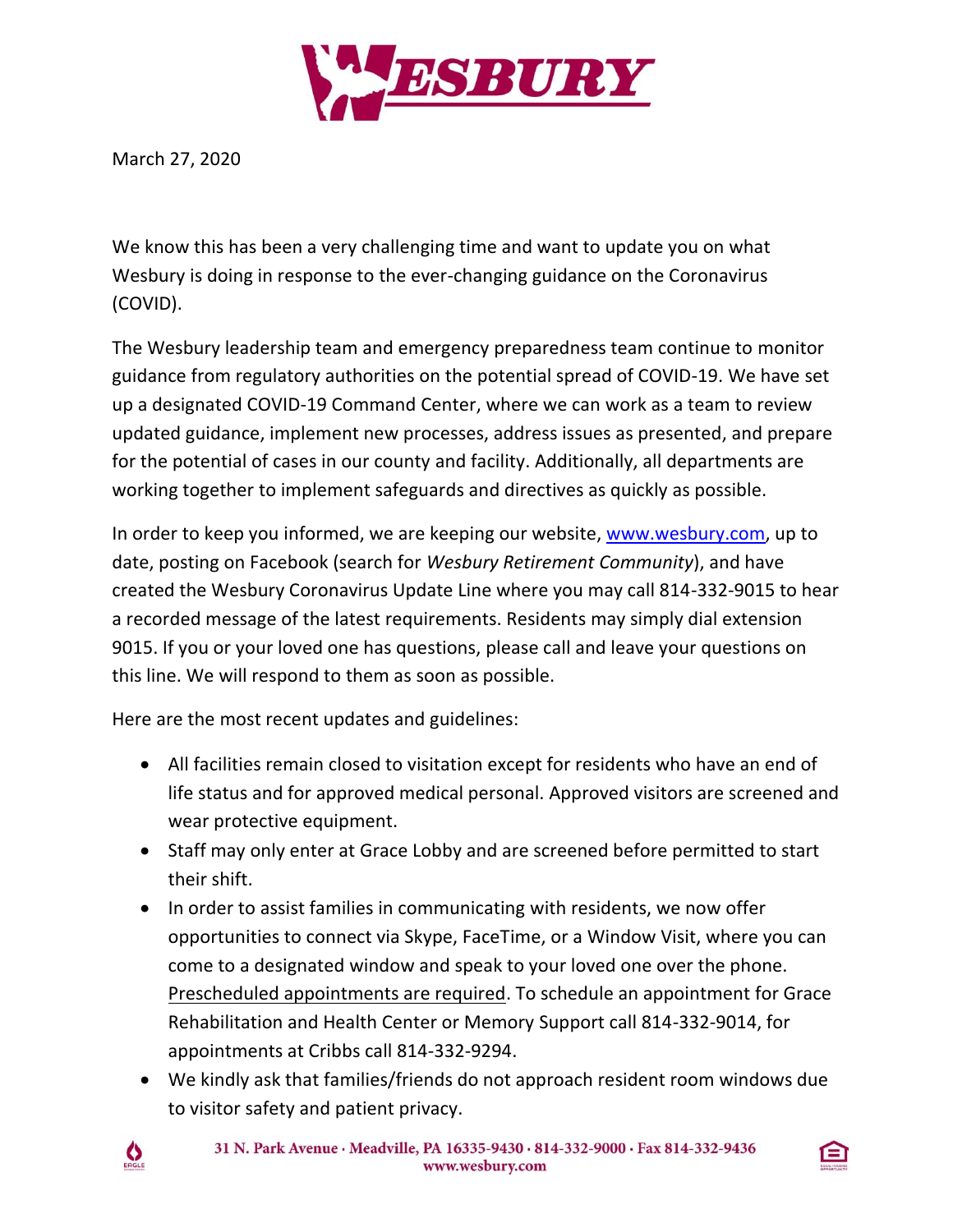WESBURY

March 27, 2020

We know this has been a very challenging time and want to update you on what Wesbury is doing in response to the ever-changing guidance on the Coronavirus (COVID).

The Wesbury leadership team and emergency preparedness team continue to monitor guidance from regulatory authorities on the potential spread of COVID-19. We have set up a designated COVID-19 Command Center, where we can work as a team to review updated guidance, implement new processes, address issues as presented, and prepare for the potential of cases in our county and facility. Additionally, all departments are working together to implement safeguards and directives as quickly as possible.

In order to keep you informed, we are keeping our website, [www.wesbury.com](http://www.wesbury.com), up to date, posting on Facebook (search for *Wesbury Retirement Community*), and have created the Wesbury Coronavirus Update Line where you may call 814-332-9015 to hear a recorded message of the latest requirements. Residents may simply dial extension 9015. If you or your loved one has questions, please call and leave your questions on this line. We will respond to them as soon as possible.

Here are the most recent updates and guidelines:

- All facilities remain closed to visitation except for residents who have an end of life status and for approved medical personal. Approved visitors are screened and wear protective equipment.
- Staff may only enter at Grace Lobby and are screened before permitted to start their shift.
- In order to assist families in communicating with residents, we now offer opportunities to connect via Skype, FaceTime, or a Window Visit, where you can come to a designated window and speak to your loved one over the phone. <u>Prescheduled appointments are required</u>. To schedule an appointment for Grace Rehabilitation and Health Center or Memory Support call 814-332-9014, for appointments at Cribbs call 814-332-9294.
- We kindly ask that families/friends do not approach resident room windows due to visitor safety and patient privacy.

31 N. Park Avenue · Meadville, PA 16335-9430 · 814-332-9000 · Fax 814-332-9436
www.wesbury.com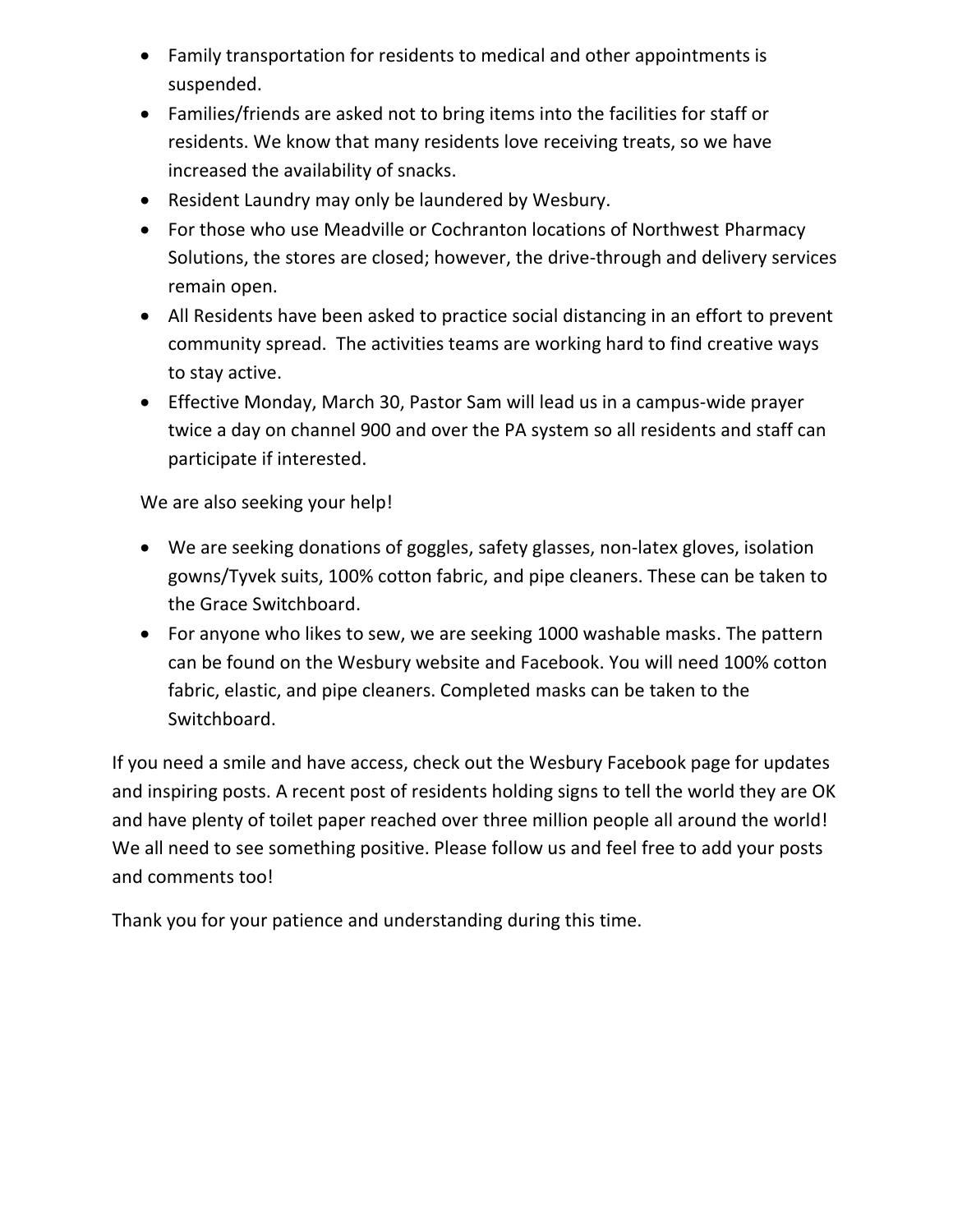- Family transportation for residents to medical and other appointments is suspended.
- Families/friends are asked not to bring items into the facilities for staff or residents. We know that many residents love receiving treats, so we have increased the availability of snacks.
- Resident Laundry may only be laundered by Wesbury.
- For those who use Meadville or Cochranton locations of Northwest Pharmacy Solutions, the stores are closed; however, the drive-through and delivery services remain open.
- All Residents have been asked to practice social distancing in an effort to prevent community spread. The activities teams are working hard to find creative ways to stay active.
- Effective Monday, March 30, Pastor Sam will lead us in a campus-wide prayer twice a day on channel 900 and over the PA system so all residents and staff can participate if interested.

We are also seeking your help!

- We are seeking donations of goggles, safety glasses, non-latex gloves, isolation gowns/Tyvek suits, 100% cotton fabric, and pipe cleaners. These can be taken to the Grace Switchboard.
- For anyone who likes to sew, we are seeking 1000 washable masks. The pattern can be found on the Wesbury website and Facebook. You will need 100% cotton fabric, elastic, and pipe cleaners. Completed masks can be taken to the Switchboard.

If you need a smile and have access, check out the Wesbury Facebook page for updates and inspiring posts. A recent post of residents holding signs to tell the world they are OK and have plenty of toilet paper reached over three million people all around the world! We all need to see something positive. Please follow us and feel free to add your posts and comments too!

Thank you for your patience and understanding during this time.